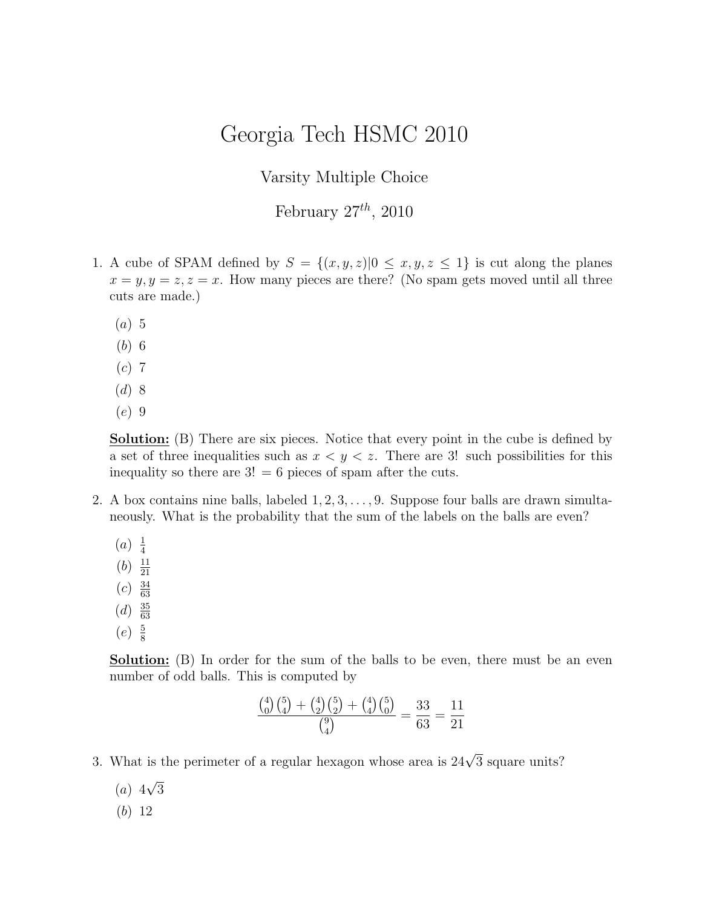# Georgia Tech HSMC 2010

Varsity Multiple Choice

February $27^{th}$, 2010

1. A cube of SPAM defined by $S = \{(x, y, z) | 0 \leq x, y, z \leq 1\}$ is cut along the planes $x = y, y = z, z = x$. How many pieces are there? (No spam gets moved until all three cuts are made.)

   $(a)$ 5

   $(b)$ 6

   $(c)$ 7

   $(d)$ 8

   $(e)$ 9

   **Solution:** (B) There are six pieces. Notice that every point in the cube is defined by a set of three inequalities such as $x < y < z$. There are 3! such possibilities for this inequality so there are $3! = 6$ pieces of spam after the cuts.

2. A box contains nine balls, labeled $1, 2, 3, \ldots, 9$. Suppose four balls are drawn simultaneously. What is the probability that the sum of the labels on the balls are even?

   $(a)$ $\frac{1}{4}$

   $(b)$ $\frac{11}{21}$

   $(c)$ $\frac{34}{63}$

   $(d)$ $\frac{35}{63}$

   $(e)$ $\frac{5}{8}$

   **Solution:** (B) In order for the sum of the balls to be even, there must be an even number of odd balls. This is computed by

$$\frac{\binom{4}{0}\binom{5}{4} + \binom{4}{2}\binom{5}{2} + \binom{4}{4}\binom{5}{0}}{\binom{9}{4}} = \frac{33}{63} = \frac{11}{21}$$

3. What is the perimeter of a regular hexagon whose area is $24\sqrt{3}$ square units?

   $(a)$ $4\sqrt{3}$

   $(b)$ 12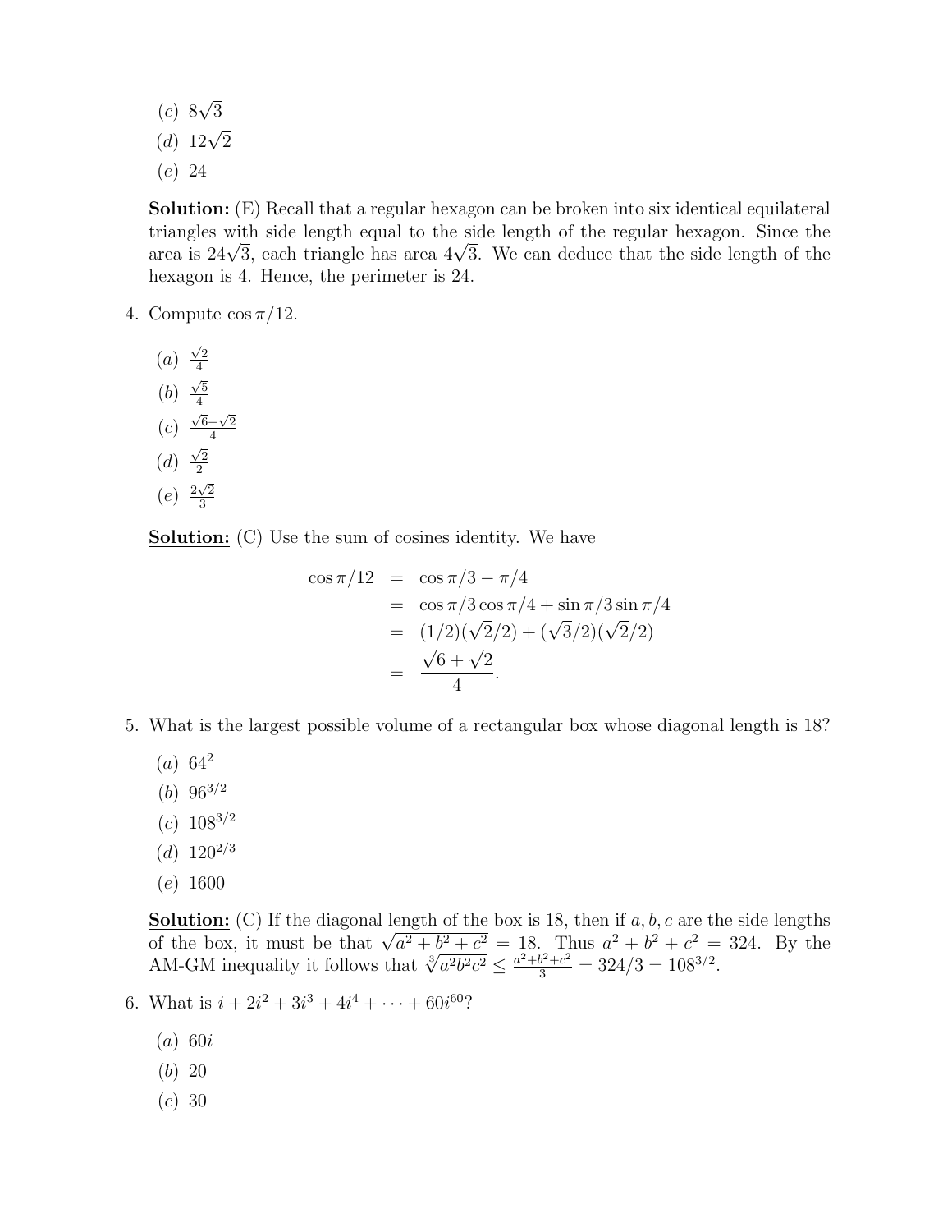(c) $8\sqrt{3}$

(d) $12\sqrt{2}$

(e) 24

**Solution:** (E) Recall that a regular hexagon can be broken into six identical equilateral triangles with side length equal to the side length of the regular hexagon. Since the area is $24\sqrt{3}$, each triangle has area $4\sqrt{3}$. We can deduce that the side length of the hexagon is 4. Hence, the perimeter is 24.

4. Compute $\cos \pi/12$.

   (a) $\frac{\sqrt{2}}{4}$

   (b) $\frac{\sqrt{5}}{4}$

   (c) $\frac{\sqrt{6}+\sqrt{2}}{4}$

   (d) $\frac{\sqrt{2}}{2}$

   (e) $\frac{2\sqrt{2}}{3}$

   **Solution:** (C) Use the sum of cosines identity. We have

$$\begin{aligned}
\cos \pi/12 &= \cos \pi/3 - \pi/4 \\
&= \cos \pi/3 \cos \pi/4 + \sin \pi/3 \sin \pi/4 \\
&= (1/2)(\sqrt{2}/2) + (\sqrt{3}/2)(\sqrt{2}/2) \\
&= \frac{\sqrt{6}+\sqrt{2}}{4}.
\end{aligned}$$

5. What is the largest possible volume of a rectangular box whose diagonal length is 18?

   (a) $64^2$

   (b) $96^{3/2}$

   (c) $108^{3/2}$

   (d) $120^{2/3}$

   (e) 1600

   **Solution:** (C) If the diagonal length of the box is 18, then if $a, b, c$ are the side lengths of the box, it must be that $\sqrt{a^2+b^2+c^2} = 18$. Thus $a^2+b^2+c^2 = 324$. By the AM-GM inequality it follows that $\sqrt[3]{a^2b^2c^2} \leq \frac{a^2+b^2+c^2}{3} = 324/3 = 108^{3/2}$.

6. What is $i + 2i^2 + 3i^3 + 4i^4 + \cdots + 60i^{60}$?

   (a) $60i$

   (b) 20

   (c) 30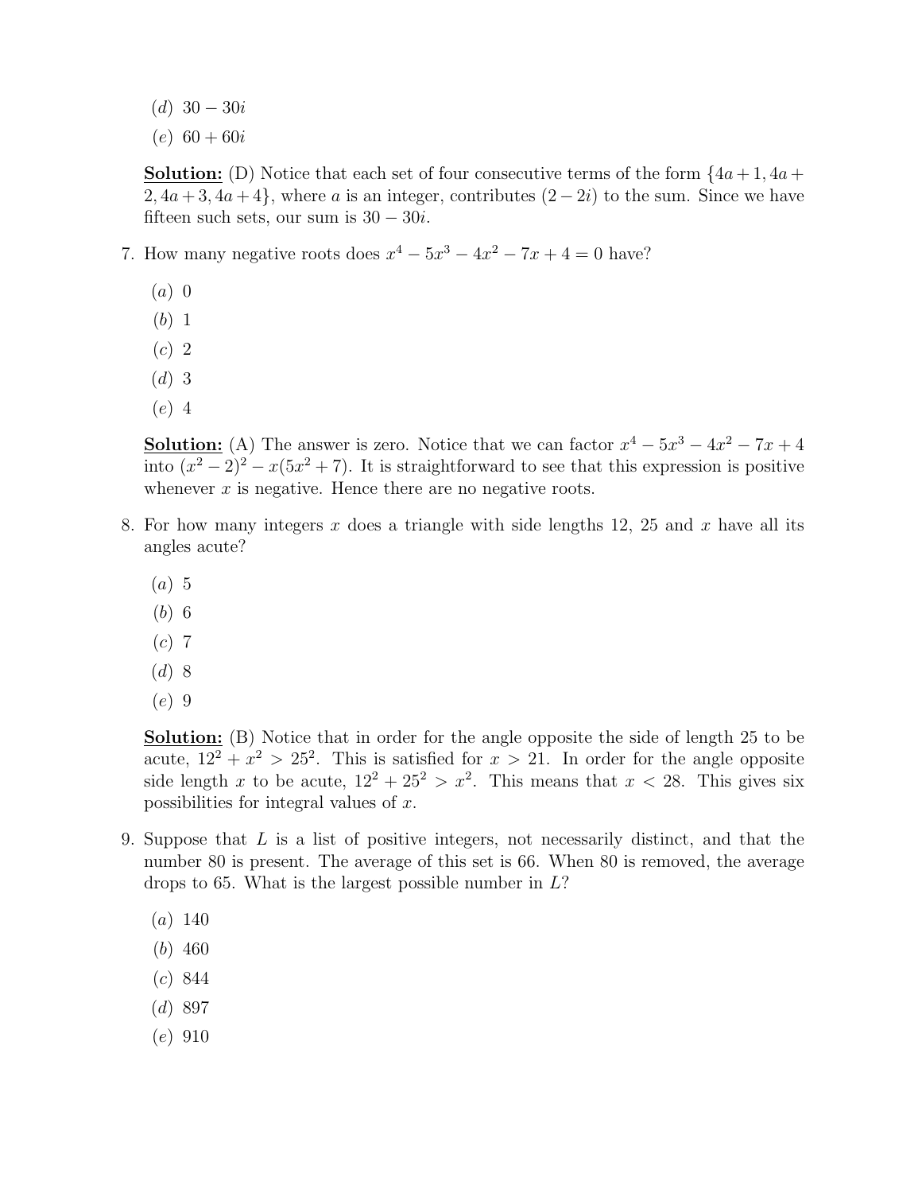(*d*) $30 - 30i$

(*e*) $60 + 60i$

**Solution:** (D) Notice that each set of four consecutive terms of the form $\{4a+1, 4a+2, 4a+3, 4a+4\}$, where $a$ is an integer, contributes $(2-2i)$ to the sum. Since we have fifteen such sets, our sum is $30 - 30i$.

7. How many negative roots does $x^4 - 5x^3 - 4x^2 - 7x + 4 = 0$ have?

   (*a*) 0
   
   (*b*) 1
   
   (*c*) 2
   
   (*d*) 3
   
   (*e*) 4

   **Solution:** (A) The answer is zero. Notice that we can factor $x^4 - 5x^3 - 4x^2 - 7x + 4$ into $(x^2-2)^2 - x(5x^2+7)$. It is straightforward to see that this expression is positive whenever $x$ is negative. Hence there are no negative roots.

8. For how many integers $x$ does a triangle with side lengths 12, 25 and $x$ have all its angles acute?

   (*a*) 5
   
   (*b*) 6
   
   (*c*) 7
   
   (*d*) 8
   
   (*e*) 9

   **Solution:** (B) Notice that in order for the angle opposite the side of length 25 to be acute, $12^2 + x^2 > 25^2$. This is satisfied for $x > 21$. In order for the angle opposite side length $x$ to be acute, $12^2 + 25^2 > x^2$. This means that $x < 28$. This gives six possibilities for integral values of $x$.

9. Suppose that $L$ is a list of positive integers, not necessarily distinct, and that the number 80 is present. The average of this set is 66. When 80 is removed, the average drops to 65. What is the largest possible number in $L$?

   (*a*) 140
   
   (*b*) 460
   
   (*c*) 844
   
   (*d*) 897
   
   (*e*) 910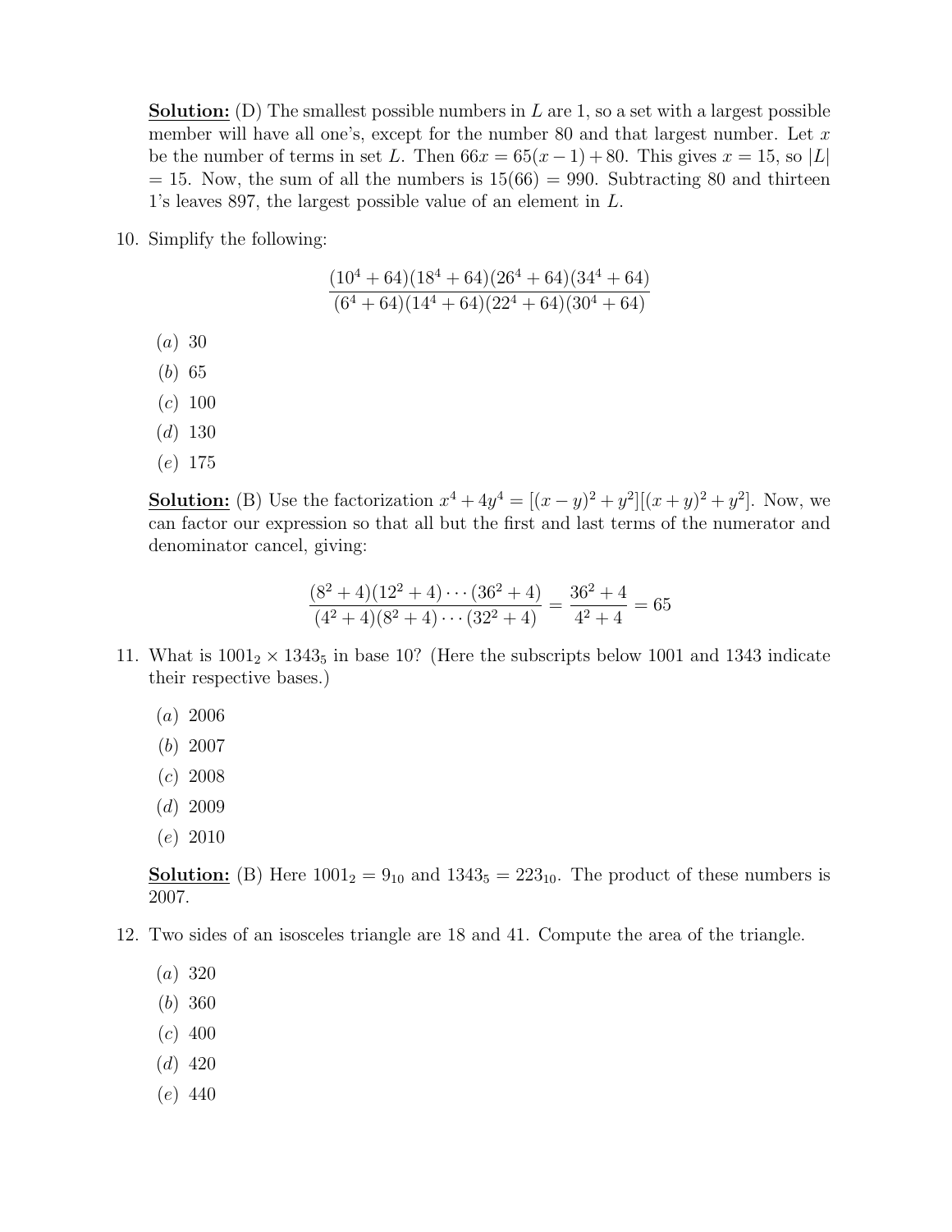**Solution:** (D) The smallest possible numbers in $L$ are 1, so a set with a largest possible member will have all one's, except for the number 80 and that largest number. Let $x$ be the number of terms in set $L$. Then $66x = 65(x-1) + 80$. This gives $x = 15$, so $|L| = 15$. Now, the sum of all the numbers is $15(66) = 990$. Subtracting 80 and thirteen 1's leaves 897, the largest possible value of an element in $L$.

10. Simplify the following:

$$\frac{(10^4 + 64)(18^4 + 64)(26^4 + 64)(34^4 + 64)}{(6^4 + 64)(14^4 + 64)(22^4 + 64)(30^4 + 64)}$$

   $(a)$ 30
   $(b)$ 65
   $(c)$ 100
   $(d)$ 130
   $(e)$ 175

**Solution:** (B) Use the factorization $x^4 + 4y^4 = [(x-y)^2 + y^2][(x+y)^2 + y^2]$. Now, we can factor our expression so that all but the first and last terms of the numerator and denominator cancel, giving:

$$\frac{(8^2+4)(12^2+4)\cdots(36^2+4)}{(4^2+4)(8^2+4)\cdots(32^2+4)} = \frac{36^2+4}{4^2+4} = 65$$

11. What is $1001_2 \times 1343_5$ in base 10? (Here the subscripts below 1001 and 1343 indicate their respective bases.)

   $(a)$ 2006
   $(b)$ 2007
   $(c)$ 2008
   $(d)$ 2009
   $(e)$ 2010

**Solution:** (B) Here $1001_2 = 9_{10}$ and $1343_5 = 223_{10}$. The product of these numbers is 2007.

12. Two sides of an isosceles triangle are 18 and 41. Compute the area of the triangle.

   $(a)$ 320
   $(b)$ 360
   $(c)$ 400
   $(d)$ 420
   $(e)$ 440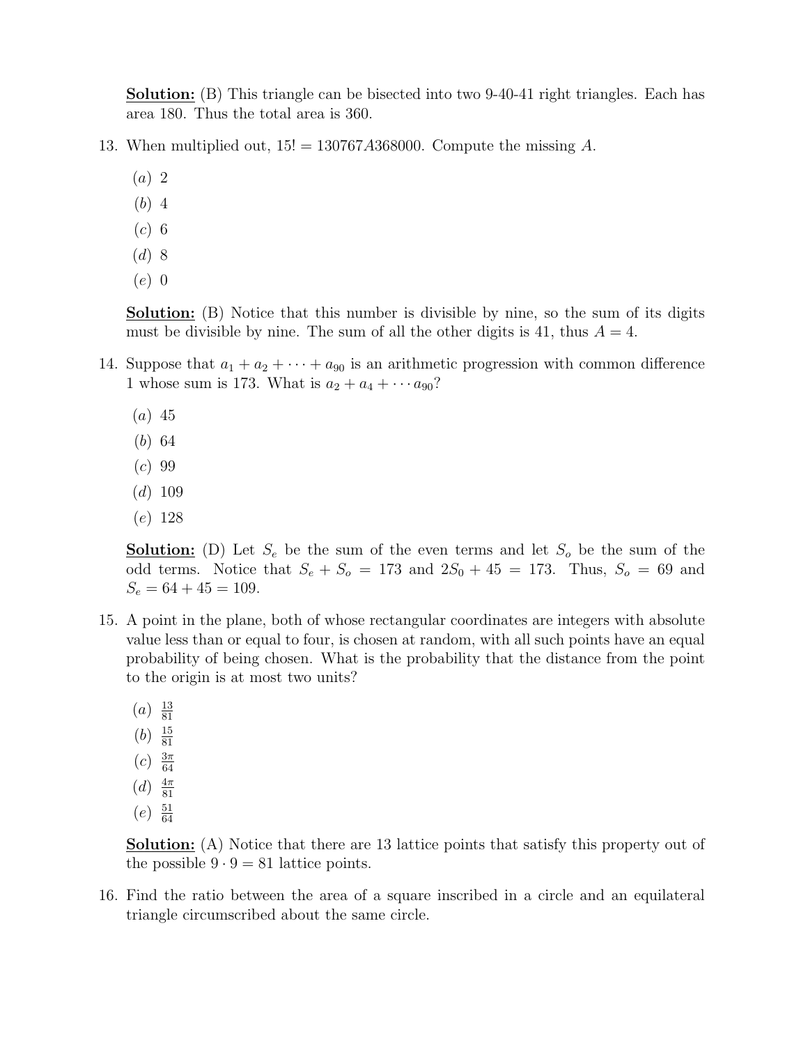**Solution:** (B) This triangle can be bisected into two 9-40-41 right triangles. Each has area 180. Thus the total area is 360.

13. When multiplied out, $15! = 130767A368000$. Compute the missing $A$.

    $(a)$ 2
    $(b)$ 4
    $(c)$ 6
    $(d)$ 8
    $(e)$ 0

    **Solution:** (B) Notice that this number is divisible by nine, so the sum of its digits must be divisible by nine. The sum of all the other digits is 41, thus $A = 4$.

14. Suppose that $a_1 + a_2 + \cdots + a_{90}$ is an arithmetic progression with common difference 1 whose sum is 173. What is $a_2 + a_4 + \cdots a_{90}$?

    $(a)$ 45
    $(b)$ 64
    $(c)$ 99
    $(d)$ 109
    $(e)$ 128

    **Solution:** (D) Let $S_e$ be the sum of the even terms and let $S_o$ be the sum of the odd terms. Notice that $S_e + S_o = 173$ and $2S_0 + 45 = 173$. Thus, $S_o = 69$ and $S_e = 64 + 45 = 109$.

15. A point in the plane, both of whose rectangular coordinates are integers with absolute value less than or equal to four, is chosen at random, with all such points have an equal probability of being chosen. What is the probability that the distance from the point to the origin is at most two units?

    $(a)$ $\frac{13}{81}$
    $(b)$ $\frac{15}{81}$
    $(c)$ $\frac{3\pi}{64}$
    $(d)$ $\frac{4\pi}{81}$
    $(e)$ $\frac{51}{64}$

    **Solution:** (A) Notice that there are 13 lattice points that satisfy this property out of the possible $9 \cdot 9 = 81$ lattice points.

16. Find the ratio between the area of a square inscribed in a circle and an equilateral triangle circumscribed about the same circle.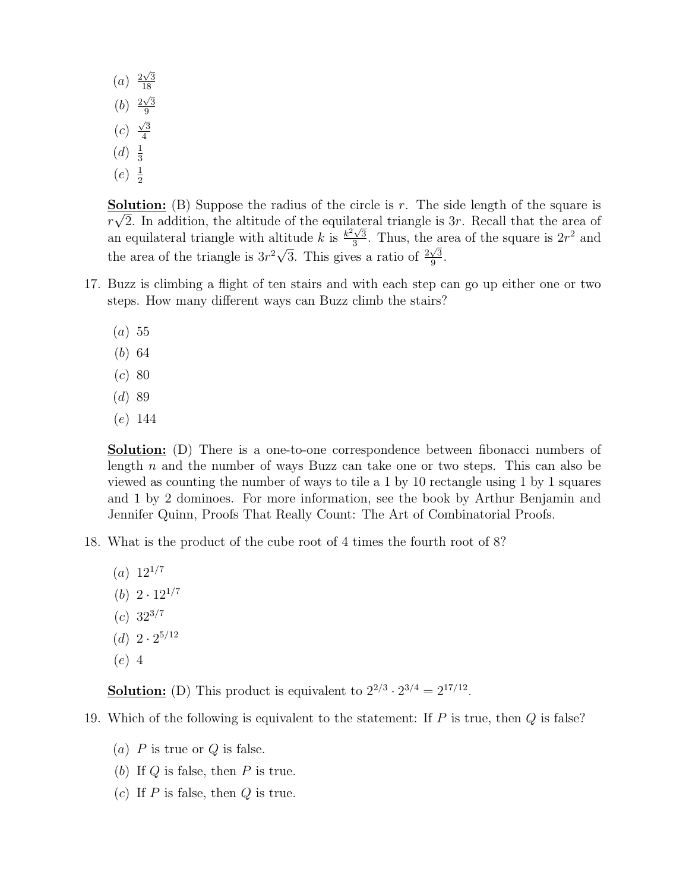(a) $\frac{2\sqrt{3}}{18}$

(b) $\frac{2\sqrt{3}}{9}$

(c) $\frac{\sqrt{3}}{4}$

(d) $\frac{1}{3}$

(e) $\frac{1}{2}$

**Solution:** (B) Suppose the radius of the circle is $r$. The side length of the square is $r\sqrt{2}$. In addition, the altitude of the equilateral triangle is $3r$. Recall that the area of an equilateral triangle with altitude $k$ is $\frac{k^2\sqrt{3}}{3}$. Thus, the area of the square is $2r^2$ and the area of the triangle is $3r^2\sqrt{3}$. This gives a ratio of $\frac{2\sqrt{3}}{9}$.

17. Buzz is climbing a flight of ten stairs and with each step can go up either one or two steps. How many different ways can Buzz climb the stairs?

(a) 55

(b) 64

(c) 80

(d) 89

(e) 144

**Solution:** (D) There is a one-to-one correspondence between fibonacci numbers of length $n$ and the number of ways Buzz can take one or two steps. This can also be viewed as counting the number of ways to tile a 1 by 10 rectangle using 1 by 1 squares and 1 by 2 dominoes. For more information, see the book by Arthur Benjamin and Jennifer Quinn, Proofs That Really Count: The Art of Combinatorial Proofs.

18. What is the product of the cube root of 4 times the fourth root of 8?

(a) $12^{1/7}$

(b) $2 \cdot 12^{1/7}$

(c) $32^{3/7}$

(d) $2 \cdot 2^{5/12}$

(e) 4

**Solution:** (D) This product is equivalent to $2^{2/3} \cdot 2^{3/4} = 2^{17/12}$.

19. Which of the following is equivalent to the statement: If $P$ is true, then $Q$ is false?

(a) $P$ is true or $Q$ is false.

(b) If $Q$ is false, then $P$ is true.

(c) If $P$ is false, then $Q$ is true.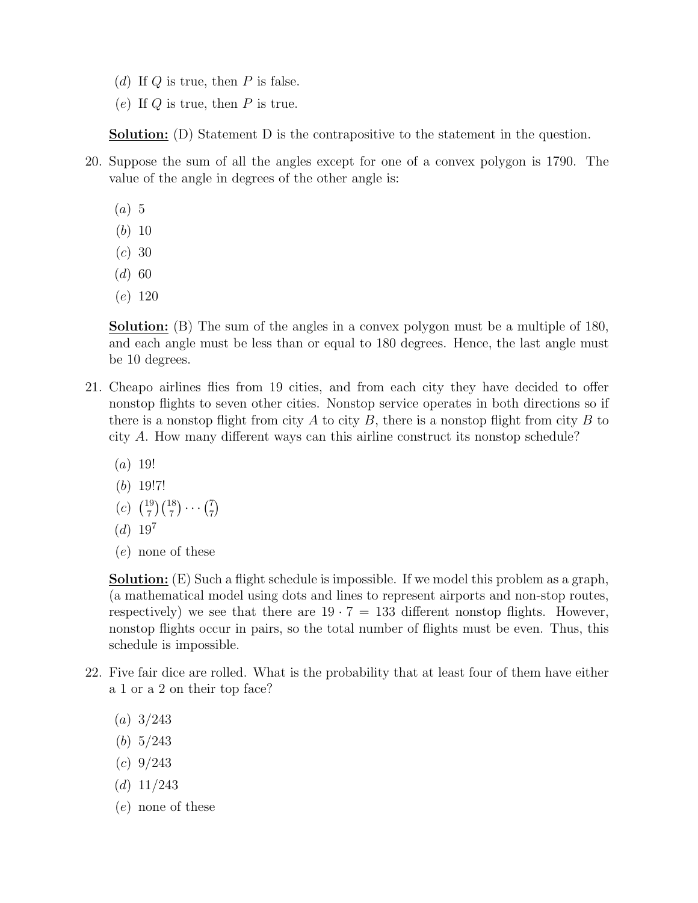(*d*) If $Q$ is true, then $P$ is false.

(*e*) If $Q$ is true, then $P$ is true.

**Solution:** (D) Statement D is the contrapositive to the statement in the question.

20. Suppose the sum of all the angles except for one of a convex polygon is 1790. The value of the angle in degrees of the other angle is:

    (*a*) 5
    (*b*) 10
    (*c*) 30
    (*d*) 60
    (*e*) 120

    **Solution:** (B) The sum of the angles in a convex polygon must be a multiple of 180, and each angle must be less than or equal to 180 degrees. Hence, the last angle must be 10 degrees.

21. Cheapo airlines flies from 19 cities, and from each city they have decided to offer nonstop flights to seven other cities. Nonstop service operates in both directions so if there is a nonstop flight from city $A$ to city $B$, there is a nonstop flight from city $B$ to city $A$. How many different ways can this airline construct its nonstop schedule?

    (*a*) $19!$
    (*b*) $19!7!$
    (*c*) $\binom{19}{7}\binom{18}{7}\cdots\binom{7}{7}$
    (*d*) $19^7$
    (*e*) none of these

    **Solution:** (E) Such a flight schedule is impossible. If we model this problem as a graph, (a mathematical model using dots and lines to represent airports and non-stop routes, respectively) we see that there are $19 \cdot 7 = 133$ different nonstop flights. However, nonstop flights occur in pairs, so the total number of flights must be even. Thus, this schedule is impossible.

22. Five fair dice are rolled. What is the probability that at least four of them have either a 1 or a 2 on their top face?

    (*a*) 3/243
    (*b*) 5/243
    (*c*) 9/243
    (*d*) 11/243
    (*e*) none of these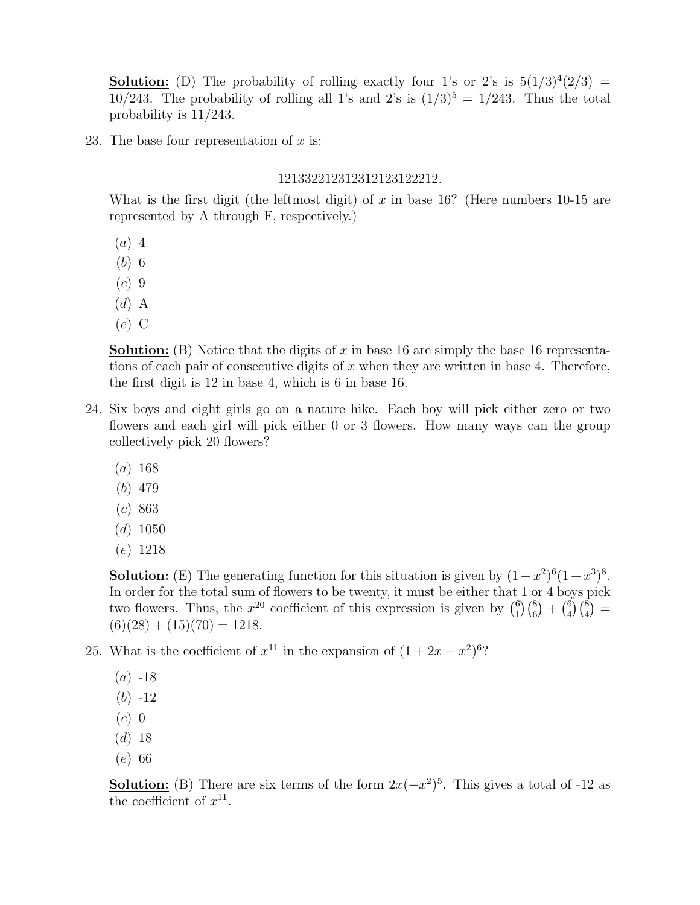**Solution:** (D) The probability of rolling exactly four 1's or 2's is $5(1/3)^4(2/3) = 10/243$. The probability of rolling all 1's and 2's is $(1/3)^5 = 1/243$. Thus the total probability is $11/243$.

23. The base four representation of $x$ is:

$$12133221231231212312 2212.$$

What is the first digit (the leftmost digit) of $x$ in base 16? (Here numbers 10-15 are represented by A through F, respectively.)

(a) 4
(b) 6
(c) 9
(d) A
(e) C

**Solution:** (B) Notice that the digits of $x$ in base 16 are simply the base 16 representations of each pair of consecutive digits of $x$ when they are written in base 4. Therefore, the first digit is 12 in base 4, which is 6 in base 16.

24. Six boys and eight girls go on a nature hike. Each boy will pick either zero or two flowers and each girl will pick either 0 or 3 flowers. How many ways can the group collectively pick 20 flowers?

(a) 168
(b) 479
(c) 863
(d) 1050
(e) 1218

**Solution:** (E) The generating function for this situation is given by $(1+x^2)^6(1+x^3)^8$. In order for the total sum of flowers to be twenty, it must be either that 1 or 4 boys pick two flowers. Thus, the $x^{20}$ coefficient of this expression is given by $\binom{6}{1}\binom{8}{6} + \binom{6}{4}\binom{8}{4} = (6)(28) + (15)(70) = 1218$.

25. What is the coefficient of $x^{11}$ in the expansion of $(1 + 2x - x^2)^6$?

(a) -18
(b) -12
(c) 0
(d) 18
(e) 66

**Solution:** (B) There are six terms of the form $2x(-x^2)^5$. This gives a total of -12 as the coefficient of $x^{11}$.